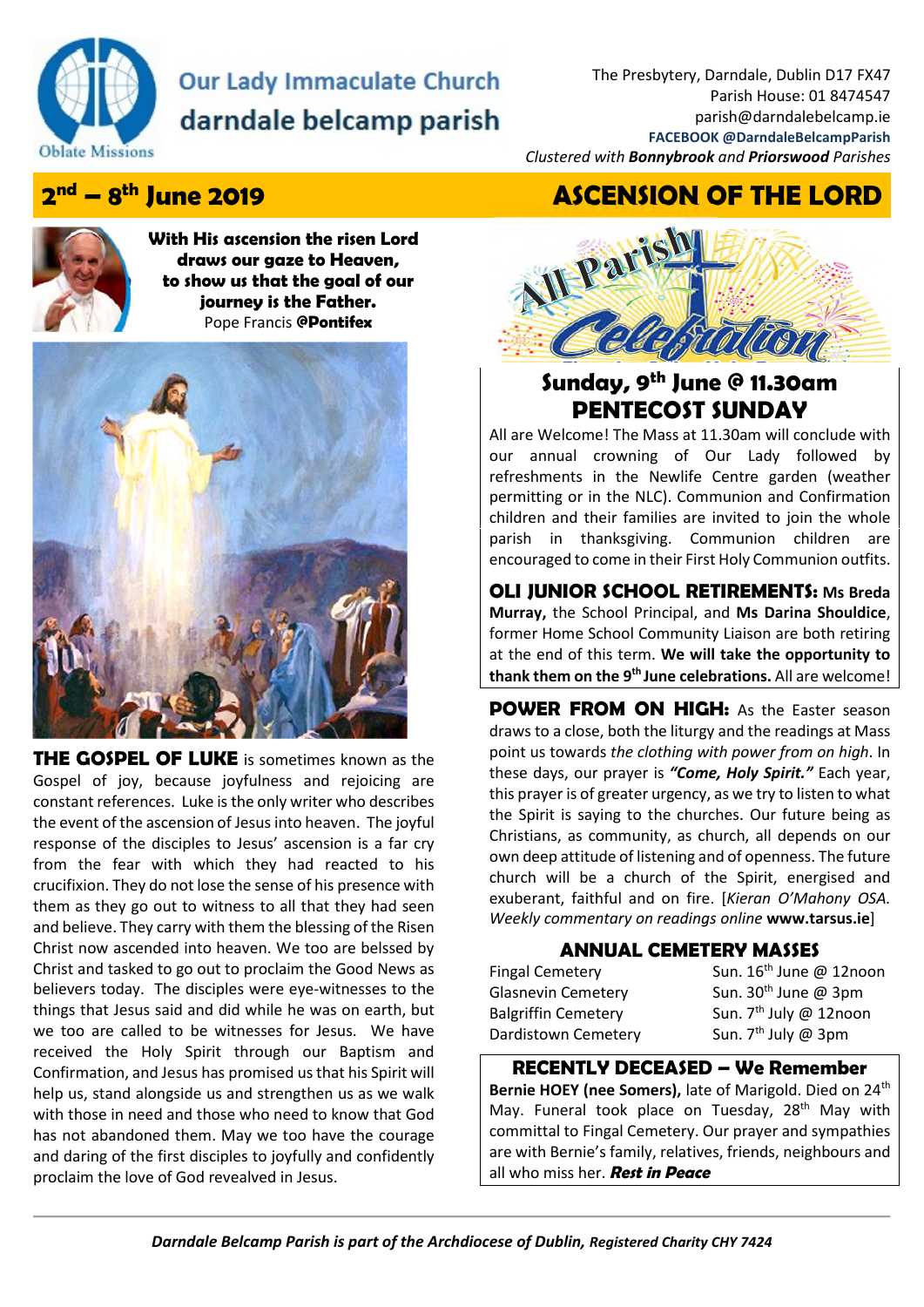# Our Lady Immaculate Church
## darndale belcamp parish

The Presbytery, Darndale, Dublin D17 FX47
Parish House: 01 8474547
parish@darndalebelcamp.ie
**FACEBOOK @DarndaleBelcampParish**
*Clustered with* ***Bonnybrook*** *and* ***Priorswood*** *Parishes*

## 2nd – 8th June 2019

## ASCENSION OF THE LORD

**With His ascension the risen Lord draws our gaze to Heaven, to show us that the goal of our journey is the Father.**
Pope Francis **@Pontifex**

**THE GOSPEL OF LUKE** is sometimes known as the Gospel of joy, because joyfulness and rejoicing are constant references. Luke is the only writer who describes the event of the ascension of Jesus into heaven. The joyful response of the disciples to Jesus' ascension is a far cry from the fear with which they had reacted to his crucifixion. They do not lose the sense of his presence with them as they go out to witness to all that they had seen and believe. They carry with them the blessing of the Risen Christ now ascended into heaven. We too are belssed by Christ and tasked to go out to proclaim the Good News as believers today. The disciples were eye-witnesses to the things that Jesus said and did while he was on earth, but we too are called to be witnesses for Jesus. We have received the Holy Spirit through our Baptism and Confirmation, and Jesus has promised us that his Spirit will help us, stand alongside us and strengthen us as we walk with those in need and those who need to know that God has not abandoned them. May we too have the courage and daring of the first disciples to joyfully and confidently proclaim the love of God revealed in Jesus.

## All Parish Celebration

### Sunday, 9th June @ 11.30am
### PENTECOST SUNDAY

All are Welcome! The Mass at 11.30am will conclude with our annual crowning of Our Lady followed by refreshments in the Newlife Centre garden (weather permitting or in the NLC). Communion and Confirmation children and their families are invited to join the whole parish in thanksgiving. Communion children are encouraged to come in their First Holy Communion outfits.

**OLI JUNIOR SCHOOL RETIREMENTS: Ms Breda Murray,** the School Principal, and **Ms Darina Shouldice**, former Home School Community Liaison are both retiring at the end of this term. **We will take the opportunity to thank them on the 9th June celebrations.** All are welcome!

**POWER FROM ON HIGH:** As the Easter season draws to a close, both the liturgy and the readings at Mass point us towards *the clothing with power from on high*. In these days, our prayer is ***"Come, Holy Spirit."*** Each year, this prayer is of greater urgency, as we try to listen to what the Spirit is saying to the churches. Our future being as Christians, as community, as church, all depends on our own deep attitude of listening and of openness. The future church will be a church of the Spirit, energised and exuberant, faithful and on fire. [*Kieran O'Mahony OSA. Weekly commentary on readings online* **www.tarsus.ie**]

### ANNUAL CEMETERY MASSES

| | |
|---|---|
| Fingal Cemetery | Sun. 16th June @ 12noon |
| Glasnevin Cemetery | Sun. 30th June @ 3pm |
| Balgriffin Cemetery | Sun. 7th July @ 12noon |
| Dardistown Cemetery | Sun. 7th July @ 3pm |

### RECENTLY DECEASED – We Remember

**Bernie HOEY (nee Somers),** late of Marigold. Died on 24th May. Funeral took place on Tuesday, 28th May with committal to Fingal Cemetery. Our prayer and sympathies are with Bernie's family, relatives, friends, neighbours and all who miss her. ***Rest in Peace***

*Darndale Belcamp Parish is part of the Archdiocese of Dublin, Registered Charity CHY 7424*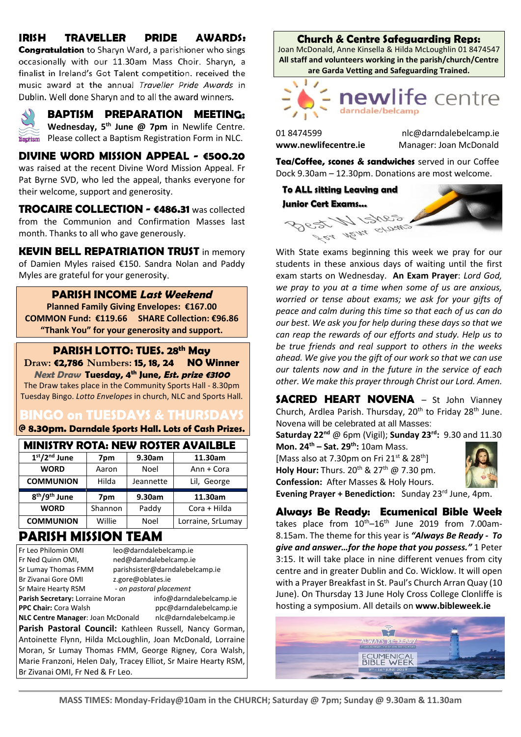## IRISH TRAVELLER PRIDE AWARDS:

**Congratulation** to Sharyn Ward, a parishioner who sings occasionally with our 11.30am Mass Choir. Sharyn, a finalist in Ireland's Got Talent competition. received the music award at the annual *Traveller Pride Awards* in Dublin. Well done Sharyn and to all the award winners.

## BAPTISM PREPARATION MEETING:

**Wednesday, 5th June @ 7pm** in Newlife Centre. Please collect a Baptism Registration Form in NLC.

## DIVINE WORD MISSION APPEAL - €500.20

was raised at the recent Divine Word Mission Appeal. Fr Pat Byrne SVD, who led the appeal, thanks everyone for their welcome, support and generosity.

**TROCAIRE COLLECTION - €486.31** was collected from the Communion and Confirmation Masses last month. Thanks to all who gave generously.

**KEVIN BELL REPATRIATION TRUST** in memory of Damien Myles raised €150. Sandra Nolan and Paddy Myles are grateful for your generosity.

## PARISH INCOME *Last Weekend*

**Planned Family Giving Envelopes: €167.00**
**COMMON Fund: €119.66 SHARE Collection: €96.86**
**"Thank You" for your generosity and support.**

## PARISH LOTTO: TUES. 28th May

Draw: **€2,786** Numbers: **15, 18, 24** **NO Winner**
***Next Draw* Tuesday, 4th June, *Est. prize €3100***
The Draw takes place in the Community Sports Hall - 8.30pm Tuesday Bingo. *Lotto Envelopes* in church, NLC and Sports Hall.

## BINGO on TUESDAYS & THURSDAYS

**@ 8.30pm. Darndale Sports Hall. Lots of Cash Prizes.**

## MINISTRY ROTA: NEW ROSTER AVAILBLE

| 1st/2nd June | 7pm | 9.30am | 11.30am |
|---|---|---|---|
| **WORD** | Aaron | Noel | Ann + Cora |
| **COMMUNION** | Hilda | Jeannette | Lil, George |
| **8th/9th June** | **7pm** | **9.30am** | **11.30am** |
| **WORD** | Shannon | Paddy | Cora + Hilda |
| **COMMUNION** | Willie | Noel | Lorraine, SrLumay |

## PARISH MISSION TEAM

| | |
|---|---|
| Fr Leo Philomin OMI | leo@darndalebelcamp.ie |
| Fr Ned Quinn OMI, | ned@darndalebelcamp.ie |
| Sr Lumay Thomas FMM | parishsister@darndalebelcamp.ie |
| Br Zivanai Gore OMI | z.gore@oblates.ie |
| Sr Maire Hearty RSM | - *on pastoral placement* |
| **Parish Secretary:** Lorraine Moran | info@darndalebelcamp.ie |
| **PPC Chair:** Cora Walsh | ppc@darndalebelcamp.ie |
| **NLC Centre Manager**: Joan McDonald | nlc@darndalebelcamp.ie |

**Parish Pastoral Council:** Kathleen Russell, Nancy Gorman, Antoinette Flynn, Hilda McLoughlin, Joan McDonald, Lorraine Moran, Sr Lumay Thomas FMM, George Rigney, Cora Walsh, Marie Franzoni, Helen Daly, Tracey Elliot, Sr Maire Hearty RSM, Br Zivanai OMI, Fr Ned & Fr Leo.

## Church & Centre Safeguarding Reps:

Joan McDonald, Anne Kinsella & Hilda McLoughlin 01 8474547
**All staff and volunteers working in the parish/church/Centre are Garda Vetting and Safeguarding Trained.**

**newlife centre**
darndale/belcamp

01 8474599 nlc@darndalebelcamp.ie
**www.newlifecentre.ie** Manager: Joan McDonald

**Tea/Coffee, scones & sandwiches** served in our Coffee Dock 9.30am – 12.30pm. Donations are most welcome.

**To ALL sitting Leaving and Junior Cert Exams...**
Best Wishes for your exams

With State exams beginning this week we pray for our students in these anxious days of waiting until the first exam starts on Wednesday. **An Exam Prayer**: *Lord God, we pray to you at a time when some of us are anxious, worried or tense about exams; we ask for your gifts of peace and calm during this time so that each of us can do our best. We ask you for help during these days so that we can reap the rewards of our efforts and study. Help us to be true friends and real support to others in the weeks ahead. We give you the gift of our work so that we can use our talents now and in the future in the service of each other. We make this prayer through Christ our Lord. Amen.*

**SACRED HEART NOVENA** – St John Vianney Church, Ardlea Parish. Thursday, 20th to Friday 28th June. Novena will be celebrated at all Masses:
**Saturday 22nd** @ 6pm (Vigil); **Sunday 23rd:** 9.30 and 11.30
**Mon. 24th – Sat. 29th:** 10am Mass.
[Mass also at 7.30pm on Fri 21st & 28th]
**Holy Hour:** Thurs. 20th & 27th @ 7.30 pm.
**Confession:** After Masses & Holy Hours.
**Evening Prayer + Benediction:** Sunday 23rd June, 4pm.

**Always Be Ready: Ecumenical Bible Week** takes place from 10th–16th June 2019 from 7.00am-8.15am. The theme for this year is ***"Always Be Ready - To give and answer…for the hope that you possess."*** 1 Peter 3:15. It will take place in nine different venues from city centre and in greater Dublin and Co. Wicklow. It will open with a Prayer Breakfast in St. Paul's Church Arran Quay (10 June). On Thursday 13 June Holy Cross College Clonliffe is hosting a symposium. All details on **www.bibleweek.ie**

ALWAYS BE READY
ECUMENICAL BIBLE WEEK
9th - 16th JUNE 2019

**MASS TIMES: Monday-Friday@10am in the CHURCH; Saturday @ 7pm; Sunday @ 9.30am & 11.30am**